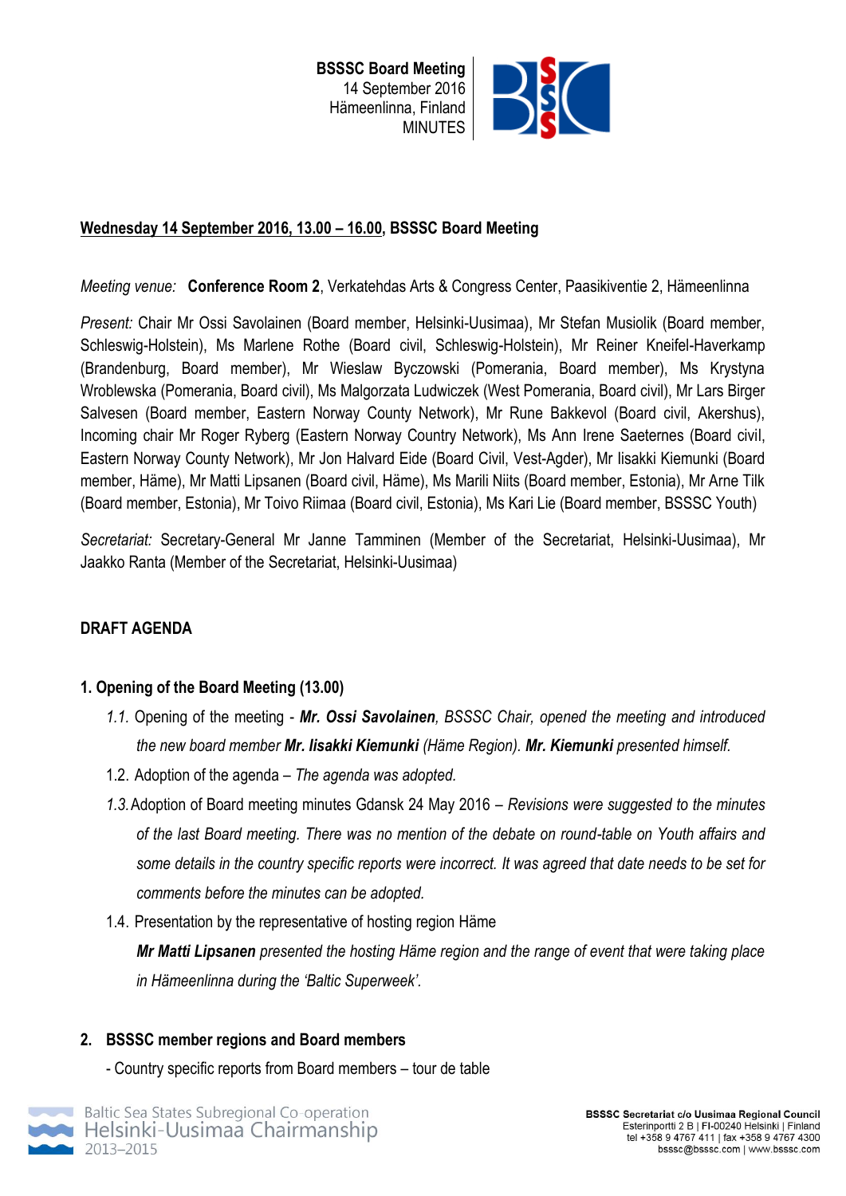**BSSSC Board Meeting**
14 September 2016
Hämeenlinna, Finland
MINUTES

**Wednesday 14 September 2016, 13.00 – 16.00, BSSSC Board Meeting**

*Meeting venue:* **Conference Room 2**, Verkatehdas Arts & Congress Center, Paasikiventie 2, Hämeenlinna

*Present:* Chair Mr Ossi Savolainen (Board member, Helsinki-Uusimaa), Mr Stefan Musiolik (Board member, Schleswig-Holstein), Ms Marlene Rothe (Board civil, Schleswig-Holstein), Mr Reiner Kneifel-Haverkamp (Brandenburg, Board member), Mr Wieslaw Byczowski (Pomerania, Board member), Ms Krystyna Wroblewska (Pomerania, Board civil), Ms Malgorzata Ludwiczek (West Pomerania, Board civil), Mr Lars Birger Salvesen (Board member, Eastern Norway County Network), Mr Rune Bakkevol (Board civil, Akershus), Incoming chair Mr Roger Ryberg (Eastern Norway Country Network), Ms Ann Irene Saeternes (Board civil, Eastern Norway County Network), Mr Jon Halvard Eide (Board Civil, Vest-Agder), Mr Iisakki Kiemunki (Board member, Häme), Mr Matti Lipsanen (Board civil, Häme), Ms Marili Niits (Board member, Estonia), Mr Arne Tilk (Board member, Estonia), Mr Toivo Riimaa (Board civil, Estonia), Ms Kari Lie (Board member, BSSSC Youth)

*Secretariat:* Secretary-General Mr Janne Tamminen (Member of the Secretariat, Helsinki-Uusimaa), Mr Jaakko Ranta (Member of the Secretariat, Helsinki-Uusimaa)

## DRAFT AGENDA

### 1. Opening of the Board Meeting (13.00)

*1.1.* Opening of the meeting - ***Mr. Ossi Savolainen****, BSSSC Chair, opened the meeting and introduced the new board member* ***Mr. Iisakki Kiemunki*** *(Häme Region).* ***Mr. Kiemunki*** *presented himself.*

1.2. Adoption of the agenda – *The agenda was adopted.*

*1.3.* Adoption of Board meeting minutes Gdansk 24 May 2016 – *Revisions were suggested to the minutes of the last Board meeting. There was no mention of the debate on round-table on Youth affairs and some details in the country specific reports were incorrect. It was agreed that date needs to be set for comments before the minutes can be adopted.*

1.4. Presentation by the representative of hosting region Häme

***Mr Matti Lipsanen*** *presented the hosting Häme region and the range of event that were taking place in Hämeenlinna during the 'Baltic Superweek'.*

### 2. BSSSC member regions and Board members

- Country specific reports from Board members – tour de table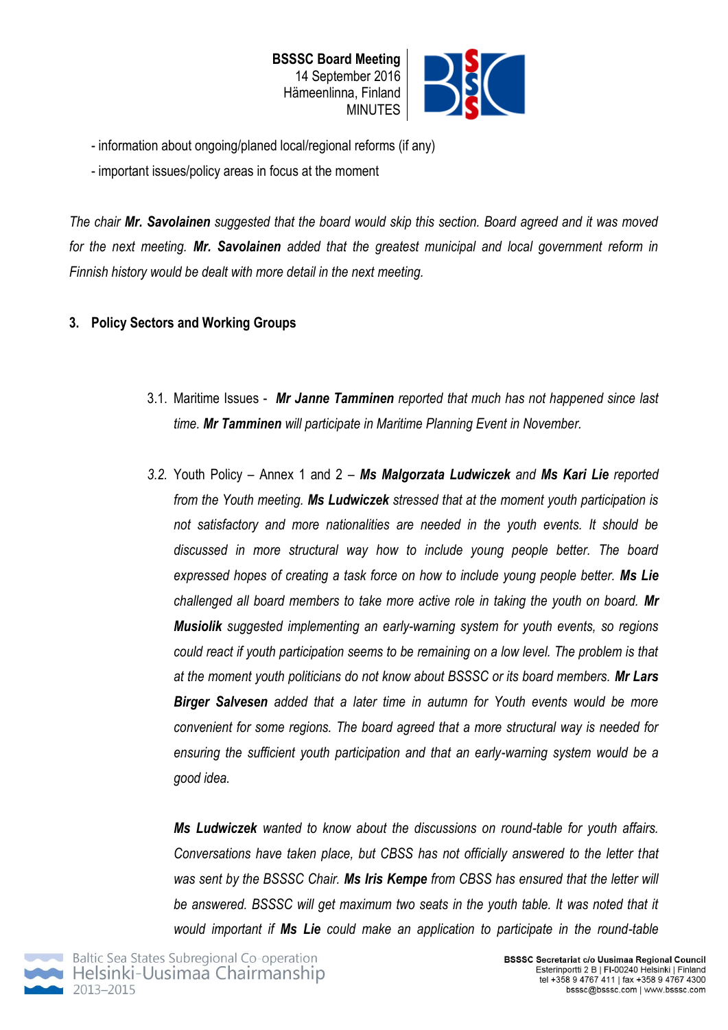- information about ongoing/planed local/regional reforms (if any)

- important issues/policy areas in focus at the moment

*The chair **Mr. Savolainen** suggested that the board would skip this section. Board agreed and it was moved for the next meeting. **Mr. Savolainen** added that the greatest municipal and local government reform in Finnish history would be dealt with more detail in the next meeting.*

## 3. Policy Sectors and Working Groups

3.1. Maritime Issues - ***Mr Janne Tamminen** reported that much has not happened since last time. **Mr Tamminen** will participate in Maritime Planning Event in November.*

*3.2.* Youth Policy – Annex 1 and 2 – ***Ms Malgorzata Ludwiczek** and **Ms Kari Lie** reported from the Youth meeting. **Ms Ludwiczek** stressed that at the moment youth participation is not satisfactory and more nationalities are needed in the youth events. It should be discussed in more structural way how to include young people better. The board expressed hopes of creating a task force on how to include young people better. **Ms Lie** challenged all board members to take more active role in taking the youth on board. **Mr Musiolik** suggested implementing an early-warning system for youth events, so regions could react if youth participation seems to be remaining on a low level. The problem is that at the moment youth politicians do not know about BSSSC or its board members. **Mr Lars Birger Salvesen** added that a later time in autumn for Youth events would be more convenient for some regions. The board agreed that a more structural way is needed for ensuring the sufficient youth participation and that an early-warning system would be a good idea.*

***Ms Ludwiczek** wanted to know about the discussions on round-table for youth affairs. Conversations have taken place, but CBSS has not officially answered to the letter that was sent by the BSSSC Chair. **Ms Iris Kempe** from CBSS has ensured that the letter will be answered. BSSSC will get maximum two seats in the youth table. It was noted that it would important if **Ms Lie** could make an application to participate in the round-table*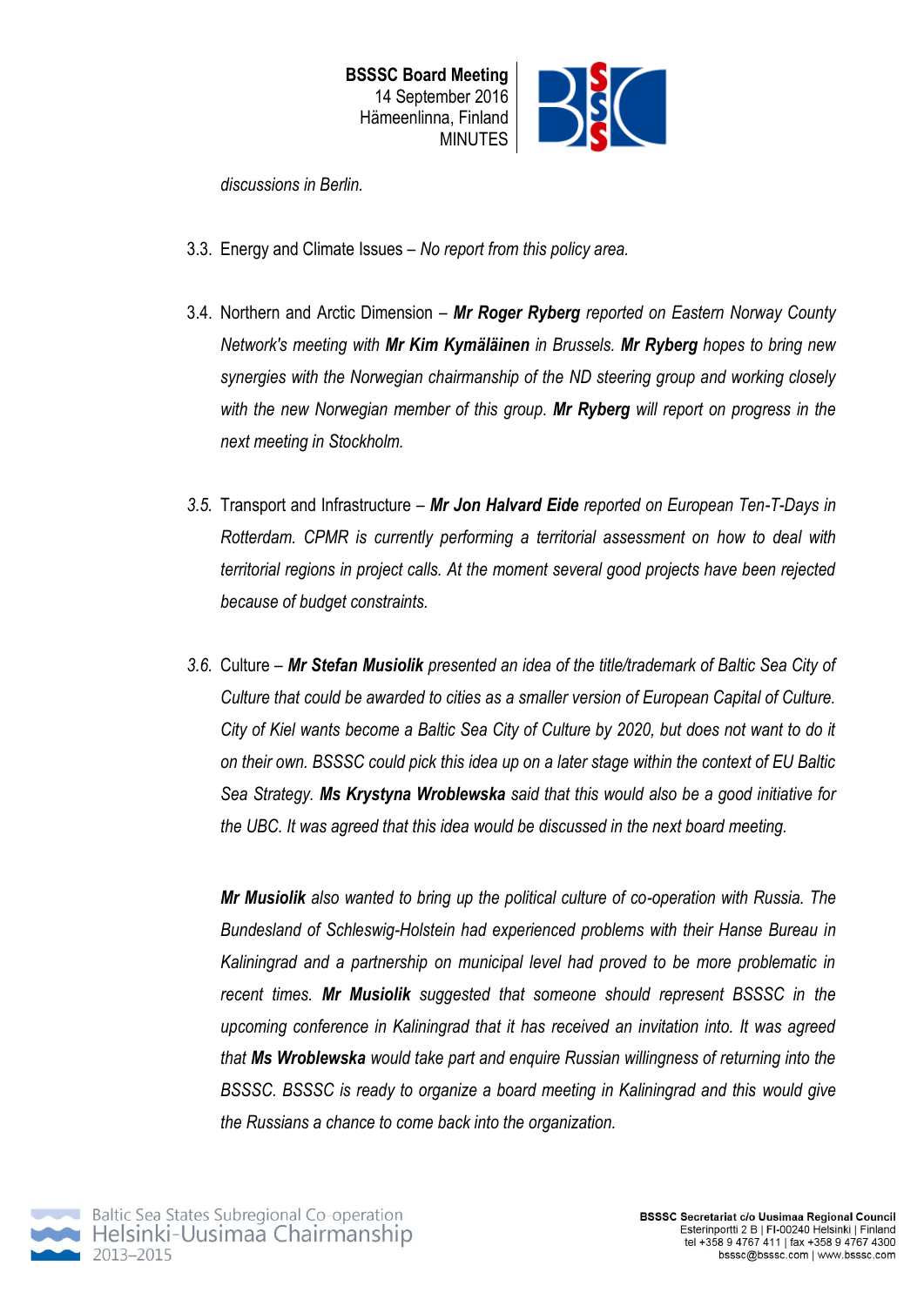*discussions in Berlin.*

3.3. Energy and Climate Issues – *No report from this policy area.*

3.4. Northern and Arctic Dimension – ***Mr Roger Ryberg*** *reported on Eastern Norway County Network's meeting with* ***Mr Kim Kymäläinen*** *in Brussels.* ***Mr Ryberg*** *hopes to bring new synergies with the Norwegian chairmanship of the ND steering group and working closely with the new Norwegian member of this group.* ***Mr Ryberg*** *will report on progress in the next meeting in Stockholm.*

*3.5.* Transport and Infrastructure – ***Mr Jon Halvard Eide*** *reported on European Ten-T-Days in Rotterdam. CPMR is currently performing a territorial assessment on how to deal with territorial regions in project calls. At the moment several good projects have been rejected because of budget constraints.*

*3.6.* Culture – ***Mr Stefan Musiolik*** *presented an idea of the title/trademark of Baltic Sea City of Culture that could be awarded to cities as a smaller version of European Capital of Culture. City of Kiel wants become a Baltic Sea City of Culture by 2020, but does not want to do it on their own. BSSSC could pick this idea up on a later stage within the context of EU Baltic Sea Strategy.* ***Ms Krystyna Wroblewska*** *said that this would also be a good initiative for the UBC. It was agreed that this idea would be discussed in the next board meeting.*

***Mr Musiolik*** *also wanted to bring up the political culture of co-operation with Russia. The Bundesland of Schleswig-Holstein had experienced problems with their Hanse Bureau in Kaliningrad and a partnership on municipal level had proved to be more problematic in recent times.* ***Mr Musiolik*** *suggested that someone should represent BSSSC in the upcoming conference in Kaliningrad that it has received an invitation into. It was agreed that* ***Ms Wroblewska*** *would take part and enquire Russian willingness of returning into the BSSSC. BSSSC is ready to organize a board meeting in Kaliningrad and this would give the Russians a chance to come back into the organization.*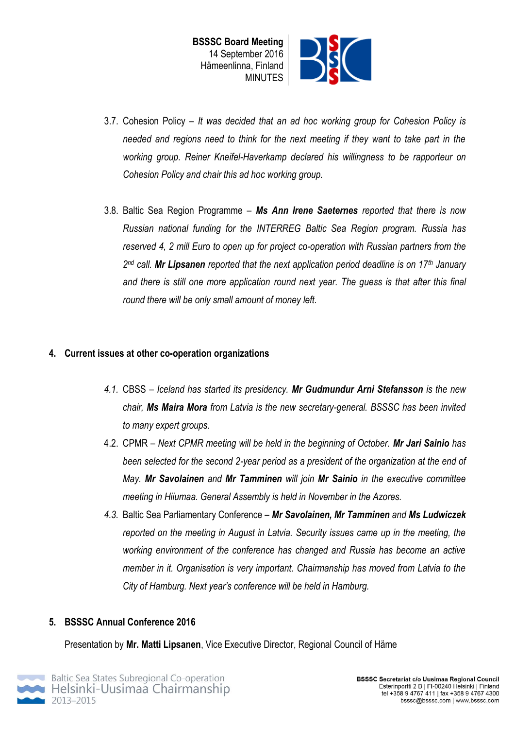3.7. Cohesion Policy – *It was decided that an ad hoc working group for Cohesion Policy is needed and regions need to think for the next meeting if they want to take part in the working group. Reiner Kneifel-Haverkamp declared his willingness to be rapporteur on Cohesion Policy and chair this ad hoc working group.*

3.8. Baltic Sea Region Programme – ***Ms Ann Irene Saeternes*** *reported that there is now Russian national funding for the INTERREG Baltic Sea Region program. Russia has reserved 4, 2 mill Euro to open up for project co-operation with Russian partners from the 2nd call.* ***Mr Lipsanen*** *reported that the next application period deadline is on 17th January and there is still one more application round next year. The guess is that after this final round there will be only small amount of money left.*

## 4. Current issues at other co-operation organizations

*4.1.* CBSS – *Iceland has started its presidency.* ***Mr Gudmundur Arni Stefansson*** *is the new chair,* ***Ms Maira Mora*** *from Latvia is the new secretary-general. BSSSC has been invited to many expert groups.*

4.2. CPMR – *Next CPMR meeting will be held in the beginning of October.* ***Mr Jari Sainio*** *has been selected for the second 2-year period as a president of the organization at the end of May.* ***Mr Savolainen*** *and* ***Mr Tamminen*** *will join* ***Mr Sainio*** *in the executive committee meeting in Hiiumaa. General Assembly is held in November in the Azores.*

*4.3.* Baltic Sea Parliamentary Conference – ***Mr Savolainen, Mr Tamminen*** *and* ***Ms Ludwiczek*** *reported on the meeting in August in Latvia. Security issues came up in the meeting, the working environment of the conference has changed and Russia has become an active member in it. Organisation is very important. Chairmanship has moved from Latvia to the City of Hamburg. Next year's conference will be held in Hamburg.*

## 5. BSSSC Annual Conference 2016

Presentation by **Mr. Matti Lipsanen**, Vice Executive Director, Regional Council of Häme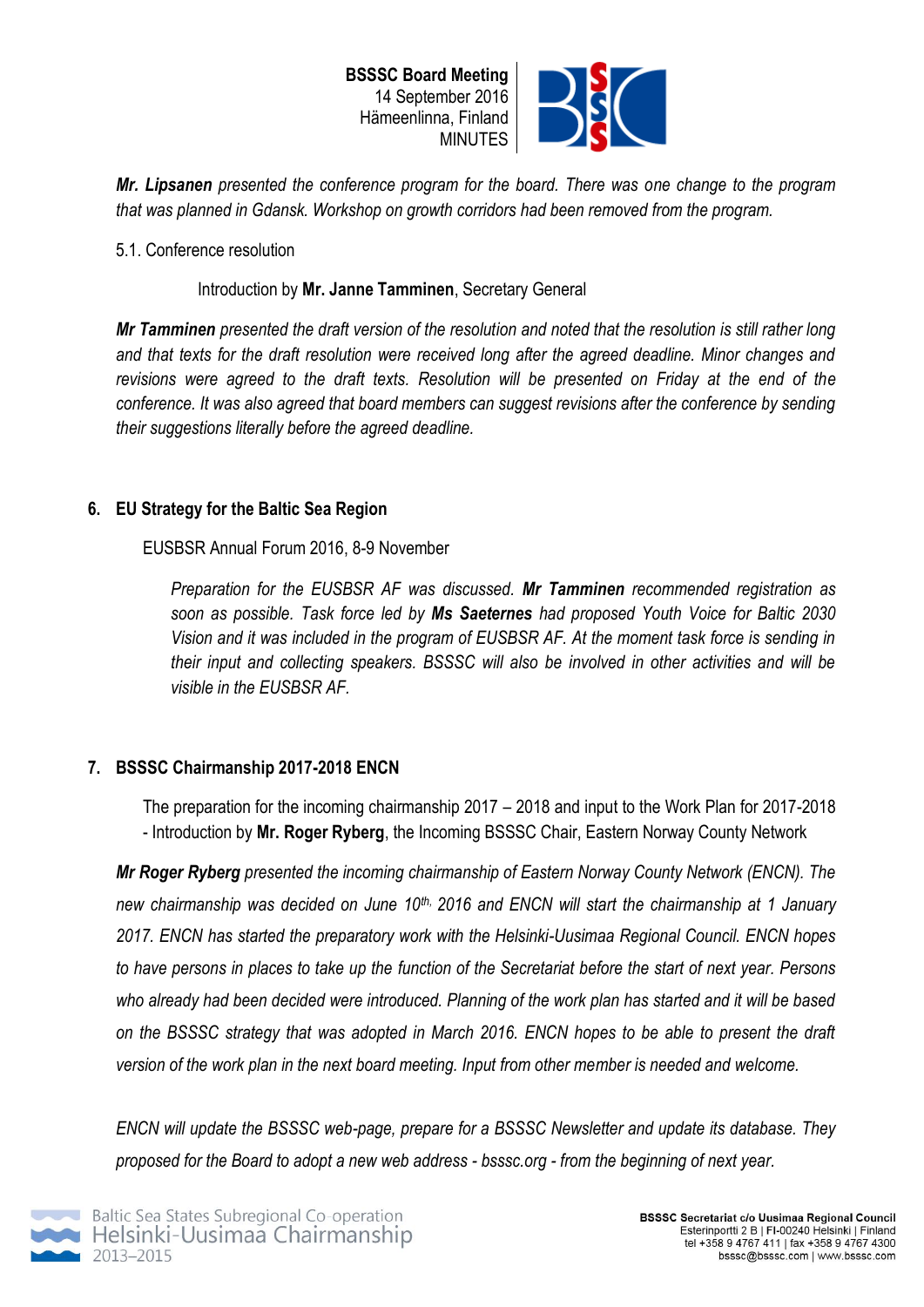*Mr. Lipsanen presented the conference program for the board. There was one change to the program that was planned in Gdansk. Workshop on growth corridors had been removed from the program.*

5.1. Conference resolution

Introduction by **Mr. Janne Tamminen**, Secretary General

***Mr Tamminen** presented the draft version of the resolution and noted that the resolution is still rather long and that texts for the draft resolution were received long after the agreed deadline. Minor changes and revisions were agreed to the draft texts. Resolution will be presented on Friday at the end of the conference. It was also agreed that board members can suggest revisions after the conference by sending their suggestions literally before the agreed deadline.*

## 6. EU Strategy for the Baltic Sea Region

EUSBSR Annual Forum 2016, 8-9 November

*Preparation for the EUSBSR AF was discussed. **Mr Tamminen** recommended registration as soon as possible. Task force led by **Ms Saeternes** had proposed Youth Voice for Baltic 2030 Vision and it was included in the program of EUSBSR AF. At the moment task force is sending in their input and collecting speakers. BSSSC will also be involved in other activities and will be visible in the EUSBSR AF.*

## 7. BSSSC Chairmanship 2017-2018 ENCN

The preparation for the incoming chairmanship 2017 – 2018 and input to the Work Plan for 2017-2018 - Introduction by **Mr. Roger Ryberg**, the Incoming BSSSC Chair, Eastern Norway County Network

***Mr Roger Ryberg** presented the incoming chairmanship of Eastern Norway County Network (ENCN). The new chairmanship was decided on June 10th, 2016 and ENCN will start the chairmanship at 1 January 2017. ENCN has started the preparatory work with the Helsinki-Uusimaa Regional Council. ENCN hopes to have persons in places to take up the function of the Secretariat before the start of next year. Persons who already had been decided were introduced. Planning of the work plan has started and it will be based on the BSSSC strategy that was adopted in March 2016. ENCN hopes to be able to present the draft version of the work plan in the next board meeting. Input from other member is needed and welcome.*

*ENCN will update the BSSSC web-page, prepare for a BSSSC Newsletter and update its database. They proposed for the Board to adopt a new web address - bsssc.org - from the beginning of next year.*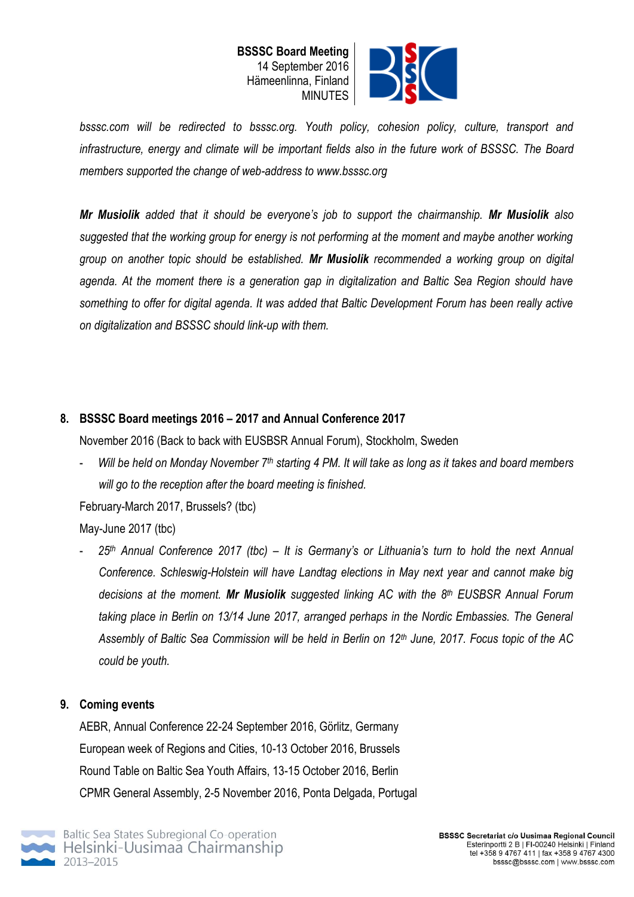*bsssc.com will be redirected to bsssc.org. Youth policy, cohesion policy, culture, transport and infrastructure, energy and climate will be important fields also in the future work of BSSSC. The Board members supported the change of web-address to www.bsssc.org*

***Mr Musiolik** added that it should be everyone's job to support the chairmanship. **Mr Musiolik** also suggested that the working group for energy is not performing at the moment and maybe another working group on another topic should be established. **Mr Musiolik** recommended a working group on digital agenda. At the moment there is a generation gap in digitalization and Baltic Sea Region should have something to offer for digital agenda. It was added that Baltic Development Forum has been really active on digitalization and BSSSC should link-up with them.*

## 8. BSSSC Board meetings 2016 – 2017 and Annual Conference 2017

November 2016 (Back to back with EUSBSR Annual Forum), Stockholm, Sweden

- *Will be held on Monday November 7th starting 4 PM. It will take as long as it takes and board members will go to the reception after the board meeting is finished.*

February-March 2017, Brussels? (tbc)

May-June 2017 (tbc)

- *25th Annual Conference 2017 (tbc) – It is Germany's or Lithuania's turn to hold the next Annual Conference. Schleswig-Holstein will have Landtag elections in May next year and cannot make big decisions at the moment. **Mr Musiolik** suggested linking AC with the 8th EUSBSR Annual Forum taking place in Berlin on 13/14 June 2017, arranged perhaps in the Nordic Embassies. The General Assembly of Baltic Sea Commission will be held in Berlin on 12th June, 2017. Focus topic of the AC could be youth.*

## 9. Coming events

AEBR, Annual Conference 22-24 September 2016, Görlitz, Germany

European week of Regions and Cities, 10-13 October 2016, Brussels

Round Table on Baltic Sea Youth Affairs, 13-15 October 2016, Berlin

CPMR General Assembly, 2-5 November 2016, Ponta Delgada, Portugal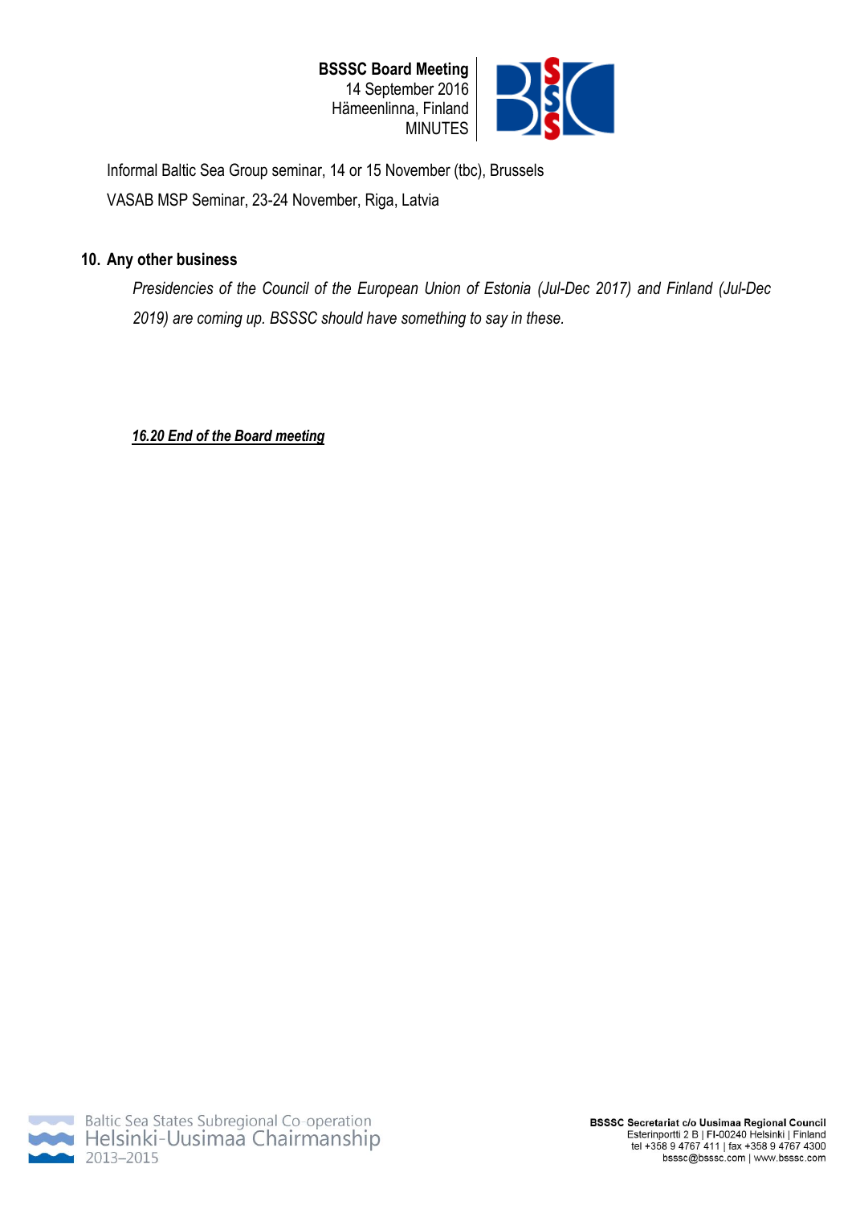Informal Baltic Sea Group seminar, 14 or 15 November (tbc), Brussels

VASAB MSP Seminar, 23-24 November, Riga, Latvia

## 10. Any other business

*Presidencies of the Council of the European Union of Estonia (Jul-Dec 2017) and Finland (Jul-Dec 2019) are coming up. BSSSC should have something to say in these.*

***16.20 End of the Board meeting***